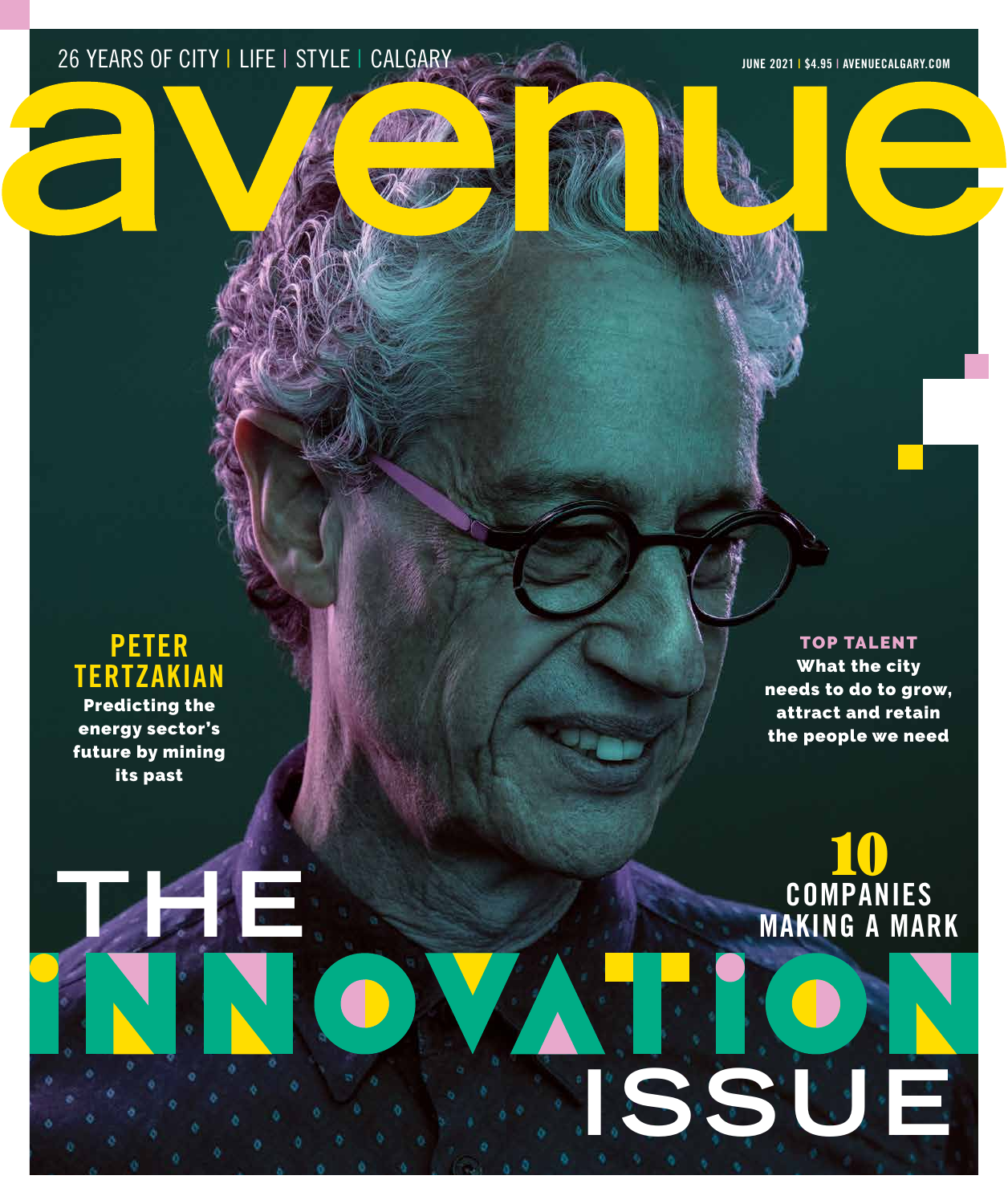26 YEARS OF CITY | LIFE | STYLE | CALGARY

JUNE 2021 | $4.95 | AVENUECALGARY.COM

# avenue

## PETER TERTZAKIAN

**Predicting the energy sector's future by mining its past**

## TOP TALENT

**What the city needs to do to grow, attract and retain the people we need**

## 10 COMPANIES MAKING A MARK

# THE INNOVATION ISSUE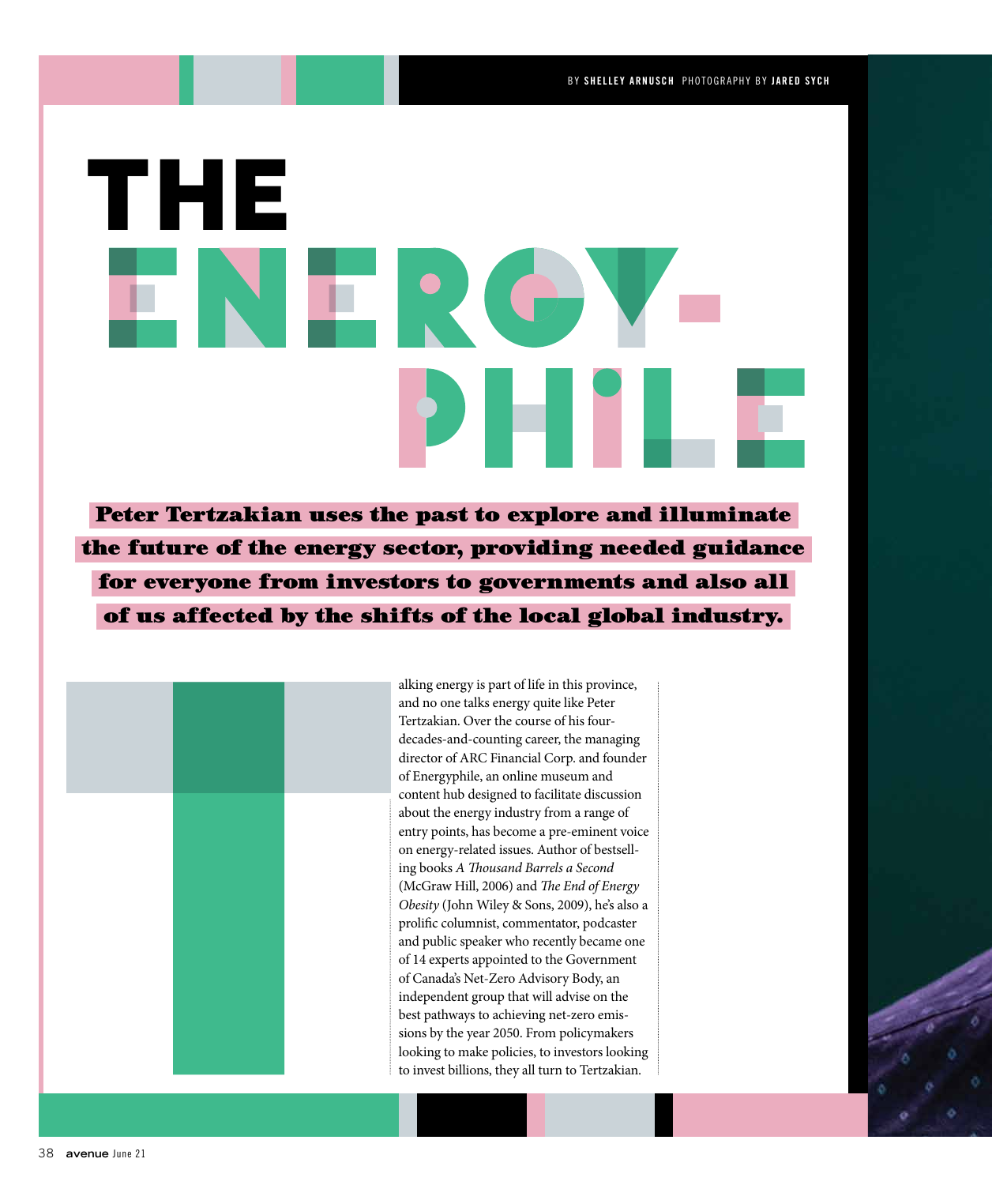BY **SHELLEY ARNUSCH** PHOTOGRAPHY BY **JARED SYCH**

# THE ENERGY-PHILE

**Peter Tertzakian uses the past to explore and illuminate the future of the energy sector, providing needed guidance for everyone from investors to governments and also all of us affected by the shifts of the local global industry.**

Talking energy is part of life in this province, and no one talks energy quite like Peter Tertzakian. Over the course of his four-decades-and-counting career, the managing director of ARC Financial Corp. and founder of Energyphile, an online museum and content hub designed to facilitate discussion about the energy industry from a range of entry points, has become a pre-eminent voice on energy-related issues. Author of bestselling books *A Thousand Barrels a Second* (McGraw Hill, 2006) and *The End of Energy Obesity* (John Wiley & Sons, 2009), he's also a prolific columnist, commentator, podcaster and public speaker who recently became one of 14 experts appointed to the Government of Canada's Net-Zero Advisory Body, an independent group that will advise on the best pathways to achieving net-zero emissions by the year 2050. From policymakers looking to make policies, to investors looking to invest billions, they all turn to Tertzakian.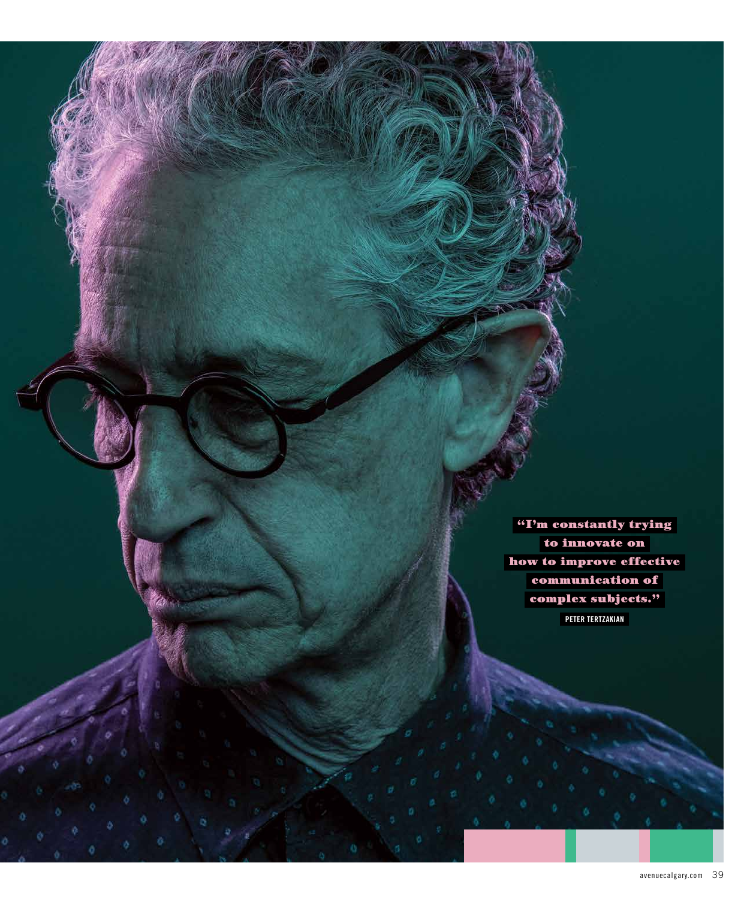**"I'm constantly trying to innovate on how to improve effective communication of complex subjects."**

PETER TERTZAKIAN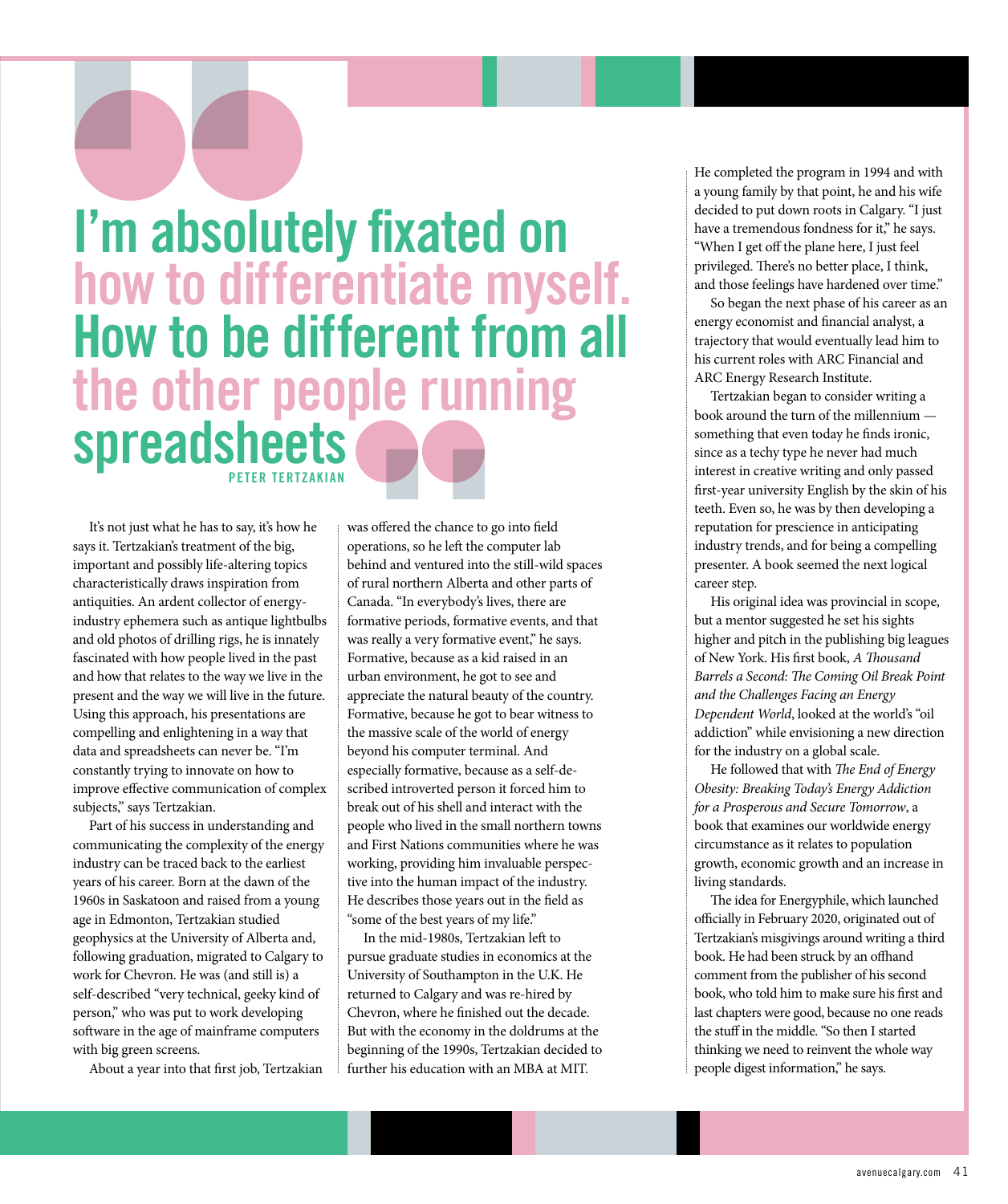> **I'm absolutely fixated on how to differentiate myself. How to be different from all the other people running spreadsheets**
>
> PETER TERTZAKIAN

It's not just what he has to say, it's how he says it. Tertzakian's treatment of the big, important and possibly life-altering topics characteristically draws inspiration from antiquities. An ardent collector of energy-industry ephemera such as antique lightbulbs and old photos of drilling rigs, he is innately fascinated with how people lived in the past and how that relates to the way we live in the present and the way we will live in the future. Using this approach, his presentations are compelling and enlightening in a way that data and spreadsheets can never be. "I'm constantly trying to innovate on how to improve effective communication of complex subjects," says Tertzakian.

Part of his success in understanding and communicating the complexity of the energy industry can be traced back to the earliest years of his career. Born at the dawn of the 1960s in Saskatoon and raised from a young age in Edmonton, Tertzakian studied geophysics at the University of Alberta and, following graduation, migrated to Calgary to work for Chevron. He was (and still is) a self-described "very technical, geeky kind of person," who was put to work developing software in the age of mainframe computers with big green screens.

About a year into that first job, Tertzakian was offered the chance to go into field operations, so he left the computer lab behind and ventured into the still-wild spaces of rural northern Alberta and other parts of Canada. "In everybody's lives, there are formative periods, formative events, and that was really a very formative event," he says. Formative, because as a kid raised in an urban environment, he got to see and appreciate the natural beauty of the country. Formative, because he got to bear witness to the massive scale of the world of energy beyond his computer terminal. And especially formative, because as a self-described introverted person it forced him to break out of his shell and interact with the people who lived in the small northern towns and First Nations communities where he was working, providing him invaluable perspective into the human impact of the industry. He describes those years out in the field as "some of the best years of my life."

In the mid-1980s, Tertzakian left to pursue graduate studies in economics at the University of Southampton in the U.K. He returned to Calgary and was re-hired by Chevron, where he finished out the decade. But with the economy in the doldrums at the beginning of the 1990s, Tertzakian decided to further his education with an MBA at MIT.

He completed the program in 1994 and with a young family by that point, he and his wife decided to put down roots in Calgary. "I just have a tremendous fondness for it," he says. "When I get off the plane here, I just feel privileged. There's no better place, I think, and those feelings have hardened over time."

So began the next phase of his career as an energy economist and financial analyst, a trajectory that would eventually lead him to his current roles with ARC Financial and ARC Energy Research Institute.

Tertzakian began to consider writing a book around the turn of the millennium — something that even today he finds ironic, since as a techy type he never had much interest in creative writing and only passed first-year university English by the skin of his teeth. Even so, he was by then developing a reputation for prescience in anticipating industry trends, and for being a compelling presenter. A book seemed the next logical career step.

His original idea was provincial in scope, but a mentor suggested he set his sights higher and pitch in the publishing big leagues of New York. His first book, *A Thousand Barrels a Second: The Coming Oil Break Point and the Challenges Facing an Energy Dependent World*, looked at the world's "oil addiction" while envisioning a new direction for the industry on a global scale.

He followed that with *The End of Energy Obesity: Breaking Today's Energy Addiction for a Prosperous and Secure Tomorrow*, a book that examines our worldwide energy circumstance as it relates to population growth, economic growth and an increase in living standards.

The idea for Energyphile, which launched officially in February 2020, originated out of Tertzakian's misgivings around writing a third book. He had been struck by an offhand comment from the publisher of his second book, who told him to make sure his first and last chapters were good, because no one reads the stuff in the middle. "So then I started thinking we need to reinvent the whole way people digest information," he says.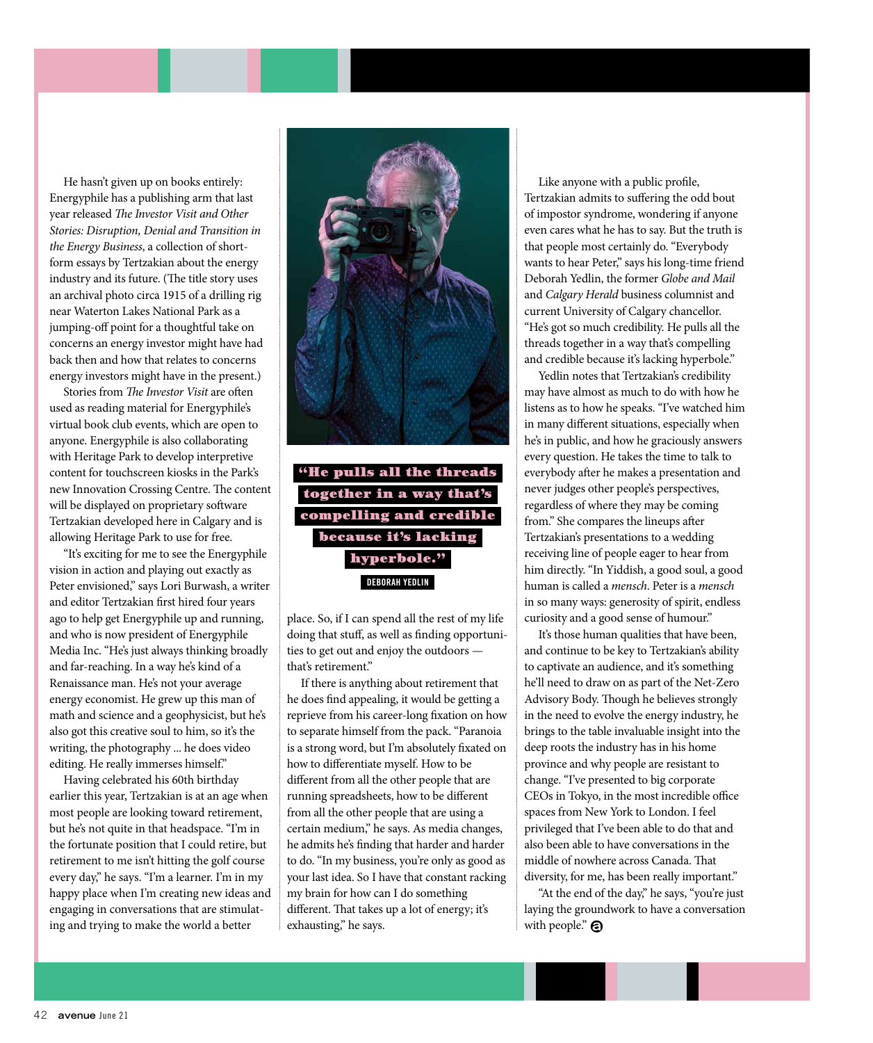He hasn't given up on books entirely: Energyphile has a publishing arm that last year released *The Investor Visit and Other Stories: Disruption, Denial and Transition in the Energy Business*, a collection of short-form essays by Tertzakian about the energy industry and its future. (The title story uses an archival photo circa 1915 of a drilling rig near Waterton Lakes National Park as a jumping-off point for a thoughtful take on concerns an energy investor might have had back then and how that relates to concerns energy investors might have in the present.)

Stories from *The Investor Visit* are often used as reading material for Energyphile's virtual book club events, which are open to anyone. Energyphile is also collaborating with Heritage Park to develop interpretive content for touchscreen kiosks in the Park's new Innovation Crossing Centre. The content will be displayed on proprietary software Tertzakian developed here in Calgary and is allowing Heritage Park to use for free.

"It's exciting for me to see the Energyphile vision in action and playing out exactly as Peter envisioned," says Lori Burwash, a writer and editor Tertzakian first hired four years ago to help get Energyphile up and running, and who is now president of Energyphile Media Inc. "He's just always thinking broadly and far-reaching. In a way he's kind of a Renaissance man. He's not your average energy economist. He grew up this man of math and science and a geophysicist, but he's also got this creative soul to him, so it's the writing, the photography ... he does video editing. He really immerses himself."

Having celebrated his 60th birthday earlier this year, Tertzakian is at an age when most people are looking toward retirement, but he's not quite in that headspace. "I'm in the fortunate position that I could retire, but retirement to me isn't hitting the golf course every day," he says. "I'm a learner. I'm in my happy place when I'm creating new ideas and engaging in conversations that are stimulating and trying to make the world a better place. So, if I can spend all the rest of my life doing that stuff, as well as finding opportunities to get out and enjoy the outdoors — that's retirement."

**"He pulls all the threads together in a way that's compelling and credible because it's lacking hyperbole."**

DEBORAH YEDLIN

If there is anything about retirement that he does find appealing, it would be getting a reprieve from his career-long fixation on how to separate himself from the pack. "Paranoia is a strong word, but I'm absolutely fixated on how to differentiate myself. How to be different from all the other people that are running spreadsheets, how to be different from all the other people that are using a certain medium," he says. As media changes, he admits he's finding that harder and harder to do. "In my business, you're only as good as your last idea. So I have that constant racking my brain for how can I do something different. That takes up a lot of energy; it's exhausting," he says.

Like anyone with a public profile, Tertzakian admits to suffering the odd bout of impostor syndrome, wondering if anyone even cares what he has to say. But the truth is that people most certainly do. "Everybody wants to hear Peter," says his long-time friend Deborah Yedlin, the former *Globe and Mail* and *Calgary Herald* business columnist and current University of Calgary chancellor. "He's got so much credibility. He pulls all the threads together in a way that's compelling and credible because it's lacking hyperbole."

Yedlin notes that Tertzakian's credibility may have almost as much to do with how he listens as to how he speaks. "I've watched him in many different situations, especially when he's in public, and how he graciously answers every question. He takes the time to talk to everybody after he makes a presentation and never judges other people's perspectives, regardless of where they may be coming from." She compares the lineups after Tertzakian's presentations to a wedding receiving line of people eager to hear from him directly. "In Yiddish, a good soul, a good human is called a *mensch*. Peter is a *mensch* in so many ways: generosity of spirit, endless curiosity and a good sense of humour."

It's those human qualities that have been, and continue to be key to Tertzakian's ability to captivate an audience, and it's something he'll need to draw on as part of the Net-Zero Advisory Body. Though he believes strongly in the need to evolve the energy industry, he brings to the table invaluable insight into the deep roots the industry has in his home province and why people are resistant to change. "I've presented to big corporate CEOs in Tokyo, in the most incredible office spaces from New York to London. I feel privileged that I've been able to do that and also been able to have conversations in the middle of nowhere across Canada. That diversity, for me, has been really important."

"At the end of the day," he says, "you're just laying the groundwork to have a conversation with people."